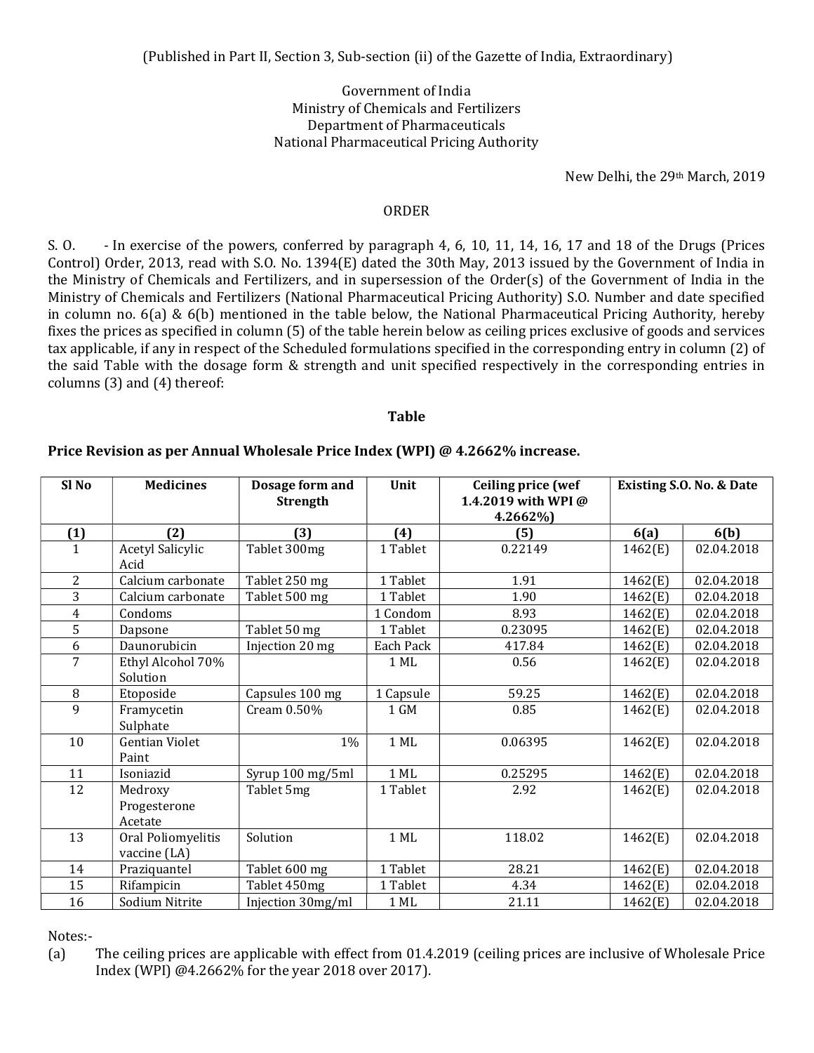(Published in Part II, Section 3, Sub-section (ii) of the Gazette of India, Extraordinary)

Government of India
Ministry of Chemicals and Fertilizers
Department of Pharmaceuticals
National Pharmaceutical Pricing Authority

New Delhi, the 29th March, 2019

ORDER

S. O. - In exercise of the powers, conferred by paragraph 4, 6, 10, 11, 14, 16, 17 and 18 of the Drugs (Prices Control) Order, 2013, read with S.O. No. 1394(E) dated the 30th May, 2013 issued by the Government of India in the Ministry of Chemicals and Fertilizers, and in supersession of the Order(s) of the Government of India in the Ministry of Chemicals and Fertilizers (National Pharmaceutical Pricing Authority) S.O. Number and date specified in column no. 6(a) & 6(b) mentioned in the table below, the National Pharmaceutical Pricing Authority, hereby fixes the prices as specified in column (5) of the table herein below as ceiling prices exclusive of goods and services tax applicable, if any in respect of the Scheduled formulations specified in the corresponding entry in column (2) of the said Table with the dosage form & strength and unit specified respectively in the corresponding entries in columns (3) and (4) thereof:

**Table**

**Price Revision as per Annual Wholesale Price Index (WPI) @ 4.2662% increase.**

| Sl No | Medicines | Dosage form and Strength | Unit | Ceiling price (wef 1.4.2019 with WPI @ 4.2662%) | Existing S.O. No. & Date | |
|---|---|---|---|---|---|---|
| (1) | (2) | (3) | (4) | (5) | 6(a) | 6(b) |
| 1 | Acetyl Salicylic Acid | Tablet 300mg | 1 Tablet | 0.22149 | 1462(E) | 02.04.2018 |
| 2 | Calcium carbonate | Tablet 250 mg | 1 Tablet | 1.91 | 1462(E) | 02.04.2018 |
| 3 | Calcium carbonate | Tablet 500 mg | 1 Tablet | 1.90 | 1462(E) | 02.04.2018 |
| 4 | Condoms | | 1 Condom | 8.93 | 1462(E) | 02.04.2018 |
| 5 | Dapsone | Tablet 50 mg | 1 Tablet | 0.23095 | 1462(E) | 02.04.2018 |
| 6 | Daunorubicin | Injection 20 mg | Each Pack | 417.84 | 1462(E) | 02.04.2018 |
| 7 | Ethyl Alcohol 70% Solution | | 1 ML | 0.56 | 1462(E) | 02.04.2018 |
| 8 | Etoposide | Capsules 100 mg | 1 Capsule | 59.25 | 1462(E) | 02.04.2018 |
| 9 | Framycetin Sulphate | Cream 0.50% | 1 GM | 0.85 | 1462(E) | 02.04.2018 |
| 10 | Gentian Violet Paint | 1% | 1 ML | 0.06395 | 1462(E) | 02.04.2018 |
| 11 | Isoniazid | Syrup 100 mg/5ml | 1 ML | 0.25295 | 1462(E) | 02.04.2018 |
| 12 | Medroxy Progesterone Acetate | Tablet 5mg | 1 Tablet | 2.92 | 1462(E) | 02.04.2018 |
| 13 | Oral Poliomyelitis vaccine (LA) | Solution | 1 ML | 118.02 | 1462(E) | 02.04.2018 |
| 14 | Praziquantel | Tablet 600 mg | 1 Tablet | 28.21 | 1462(E) | 02.04.2018 |
| 15 | Rifampicin | Tablet 450mg | 1 Tablet | 4.34 | 1462(E) | 02.04.2018 |
| 16 | Sodium Nitrite | Injection 30mg/ml | 1 ML | 21.11 | 1462(E) | 02.04.2018 |

Notes:-

(a) The ceiling prices are applicable with effect from 01.4.2019 (ceiling prices are inclusive of Wholesale Price Index (WPI) @4.2662% for the year 2018 over 2017).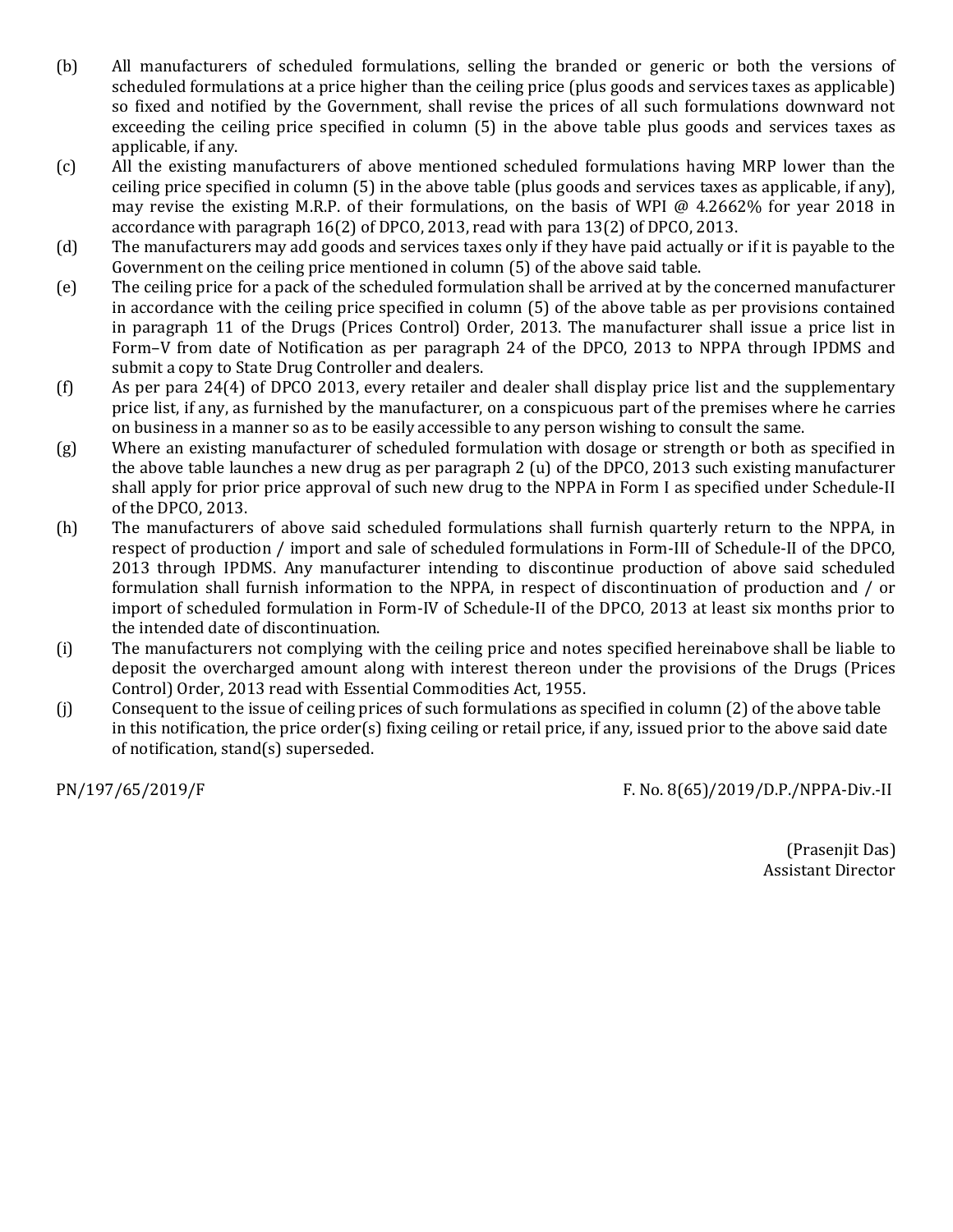(b) All manufacturers of scheduled formulations, selling the branded or generic or both the versions of scheduled formulations at a price higher than the ceiling price (plus goods and services taxes as applicable) so fixed and notified by the Government, shall revise the prices of all such formulations downward not exceeding the ceiling price specified in column (5) in the above table plus goods and services taxes as applicable, if any.

(c) All the existing manufacturers of above mentioned scheduled formulations having MRP lower than the ceiling price specified in column (5) in the above table (plus goods and services taxes as applicable, if any), may revise the existing M.R.P. of their formulations, on the basis of WPI @ 4.2662% for year 2018 in accordance with paragraph 16(2) of DPCO, 2013, read with para 13(2) of DPCO, 2013.

(d) The manufacturers may add goods and services taxes only if they have paid actually or if it is payable to the Government on the ceiling price mentioned in column (5) of the above said table.

(e) The ceiling price for a pack of the scheduled formulation shall be arrived at by the concerned manufacturer in accordance with the ceiling price specified in column (5) of the above table as per provisions contained in paragraph 11 of the Drugs (Prices Control) Order, 2013. The manufacturer shall issue a price list in Form–V from date of Notification as per paragraph 24 of the DPCO, 2013 to NPPA through IPDMS and submit a copy to State Drug Controller and dealers.

(f) As per para 24(4) of DPCO 2013, every retailer and dealer shall display price list and the supplementary price list, if any, as furnished by the manufacturer, on a conspicuous part of the premises where he carries on business in a manner so as to be easily accessible to any person wishing to consult the same.

(g) Where an existing manufacturer of scheduled formulation with dosage or strength or both as specified in the above table launches a new drug as per paragraph 2 (u) of the DPCO, 2013 such existing manufacturer shall apply for prior price approval of such new drug to the NPPA in Form I as specified under Schedule-II of the DPCO, 2013.

(h) The manufacturers of above said scheduled formulations shall furnish quarterly return to the NPPA, in respect of production / import and sale of scheduled formulations in Form-III of Schedule-II of the DPCO, 2013 through IPDMS. Any manufacturer intending to discontinue production of above said scheduled formulation shall furnish information to the NPPA, in respect of discontinuation of production and / or import of scheduled formulation in Form-IV of Schedule-II of the DPCO, 2013 at least six months prior to the intended date of discontinuation.

(i) The manufacturers not complying with the ceiling price and notes specified hereinabove shall be liable to deposit the overcharged amount along with interest thereon under the provisions of the Drugs (Prices Control) Order, 2013 read with Essential Commodities Act, 1955.

(j) Consequent to the issue of ceiling prices of such formulations as specified in column (2) of the above table in this notification, the price order(s) fixing ceiling or retail price, if any, issued prior to the above said date of notification, stand(s) superseded.

PN/197/65/2019/F

F. No. 8(65)/2019/D.P./NPPA-Div.-II

(Prasenjit Das)
Assistant Director